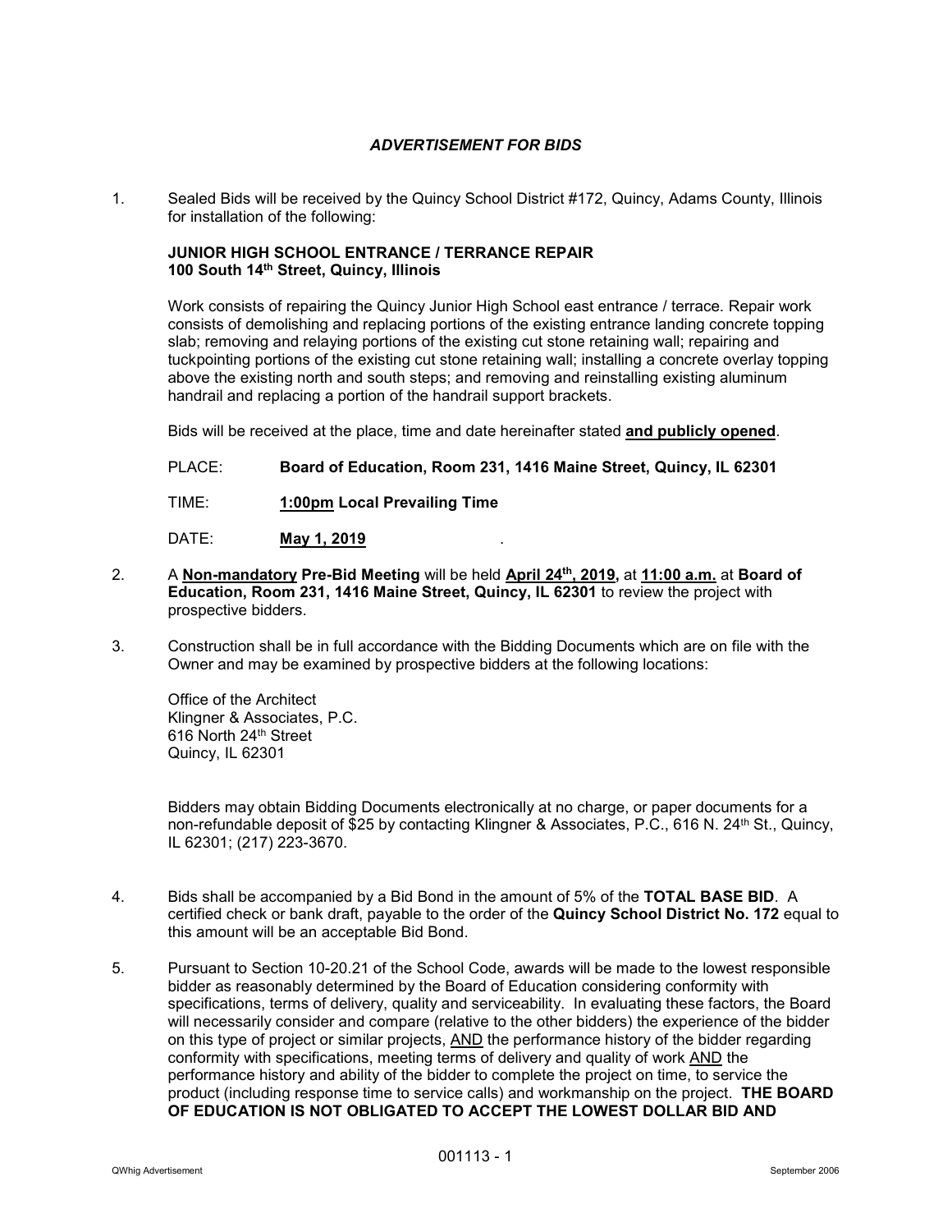# *ADVERTISEMENT FOR BIDS*

1. Sealed Bids will be received by the Quincy School District #172, Quincy, Adams County, Illinois for installation of the following:

   **JUNIOR HIGH SCHOOL ENTRANCE / TERRANCE REPAIR**
   **100 South 14th Street, Quincy, Illinois**

   Work consists of repairing the Quincy Junior High School east entrance / terrace. Repair work consists of demolishing and replacing portions of the existing entrance landing concrete topping slab; removing and relaying portions of the existing cut stone retaining wall; repairing and tuckpointing portions of the existing cut stone retaining wall; installing a concrete overlay topping above the existing north and south steps; and removing and reinstalling existing aluminum handrail and replacing a portion of the handrail support brackets.

   Bids will be received at the place, time and date hereinafter stated **and publicly opened**.

   PLACE: **Board of Education, Room 231, 1416 Maine Street, Quincy, IL 62301**

   TIME: **1:00pm Local Prevailing Time**

   DATE: **May 1, 2019** .

2. A **Non-mandatory Pre-Bid Meeting** will be held **April 24th, 2019,** at **11:00 a.m.** at **Board of Education, Room 231, 1416 Maine Street, Quincy, IL 62301** to review the project with prospective bidders.

3. Construction shall be in full accordance with the Bidding Documents which are on file with the Owner and may be examined by prospective bidders at the following locations:

   Office of the Architect
   Klingner & Associates, P.C.
   616 North 24th Street
   Quincy, IL 62301

   Bidders may obtain Bidding Documents electronically at no charge, or paper documents for a non-refundable deposit of $25 by contacting Klingner & Associates, P.C., 616 N. 24th St., Quincy, IL 62301; (217) 223-3670.

4. Bids shall be accompanied by a Bid Bond in the amount of 5% of the **TOTAL BASE BID**. A certified check or bank draft, payable to the order of the **Quincy School District No. 172** equal to this amount will be an acceptable Bid Bond.

5. Pursuant to Section 10-20.21 of the School Code, awards will be made to the lowest responsible bidder as reasonably determined by the Board of Education considering conformity with specifications, terms of delivery, quality and serviceability. In evaluating these factors, the Board will necessarily consider and compare (relative to the other bidders) the experience of the bidder on this type of project or similar projects, AND the performance history of the bidder regarding conformity with specifications, meeting terms of delivery and quality of work AND the performance history and ability of the bidder to complete the project on time, to service the product (including response time to service calls) and workmanship on the project. **THE BOARD OF EDUCATION IS NOT OBLIGATED TO ACCEPT THE LOWEST DOLLAR BID AND**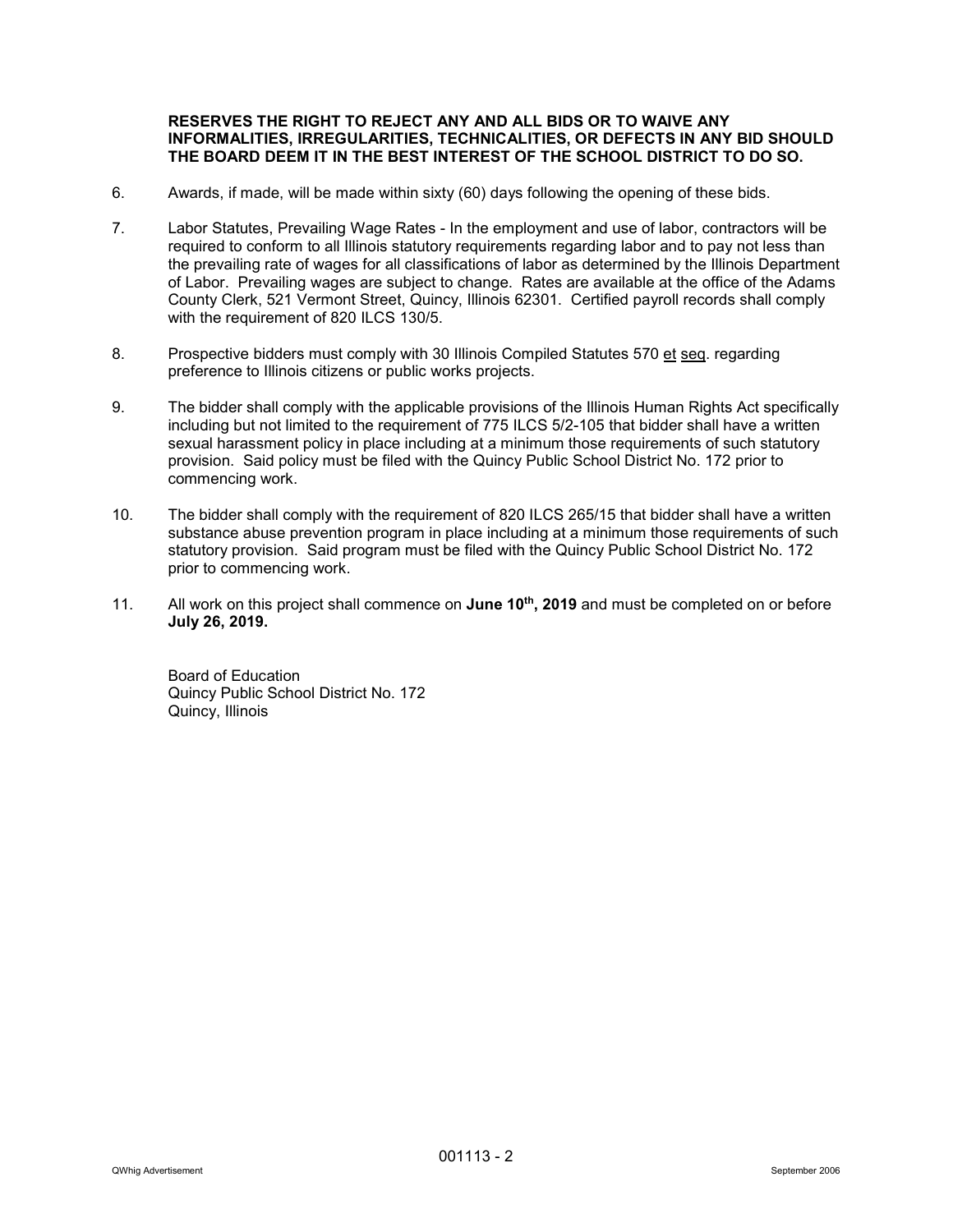**RESERVES THE RIGHT TO REJECT ANY AND ALL BIDS OR TO WAIVE ANY INFORMALITIES, IRREGULARITIES, TECHNICALITIES, OR DEFECTS IN ANY BID SHOULD THE BOARD DEEM IT IN THE BEST INTEREST OF THE SCHOOL DISTRICT TO DO SO.**

6. Awards, if made, will be made within sixty (60) days following the opening of these bids.

7. Labor Statutes, Prevailing Wage Rates - In the employment and use of labor, contractors will be required to conform to all Illinois statutory requirements regarding labor and to pay not less than the prevailing rate of wages for all classifications of labor as determined by the Illinois Department of Labor. Prevailing wages are subject to change. Rates are available at the office of the Adams County Clerk, 521 Vermont Street, Quincy, Illinois 62301. Certified payroll records shall comply with the requirement of 820 ILCS 130/5.

8. Prospective bidders must comply with 30 Illinois Compiled Statutes 570 et seq. regarding preference to Illinois citizens or public works projects.

9. The bidder shall comply with the applicable provisions of the Illinois Human Rights Act specifically including but not limited to the requirement of 775 ILCS 5/2-105 that bidder shall have a written sexual harassment policy in place including at a minimum those requirements of such statutory provision. Said policy must be filed with the Quincy Public School District No. 172 prior to commencing work.

10. The bidder shall comply with the requirement of 820 ILCS 265/15 that bidder shall have a written substance abuse prevention program in place including at a minimum those requirements of such statutory provision. Said program must be filed with the Quincy Public School District No. 172 prior to commencing work.

11. All work on this project shall commence on **June 10th, 2019** and must be completed on or before **July 26, 2019.**

Board of Education
Quincy Public School District No. 172
Quincy, Illinois